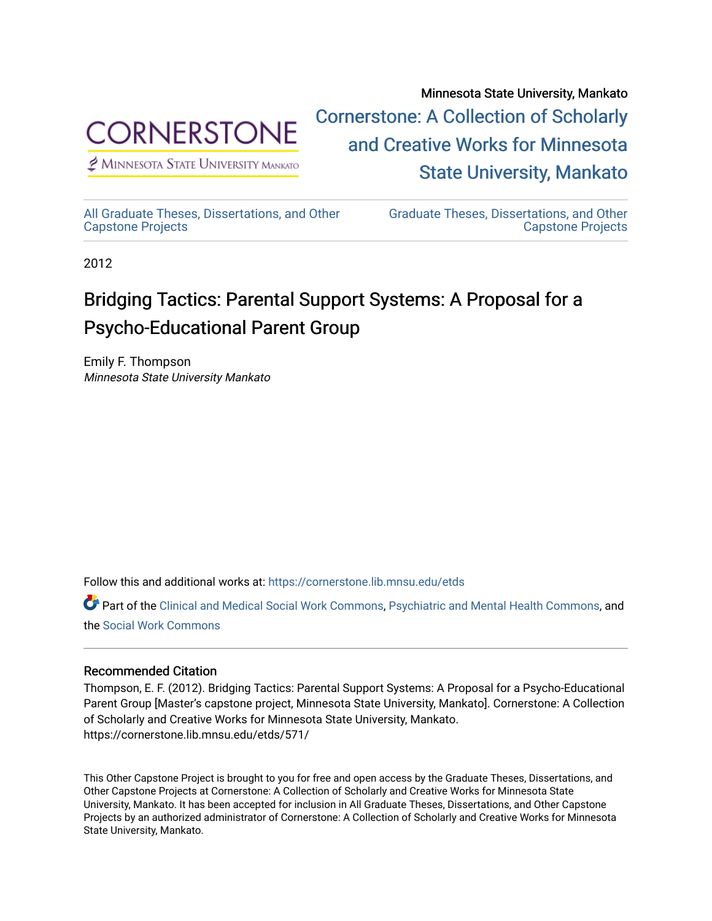Minnesota State University, Mankato

Cornerstone: A Collection of Scholarly and Creative Works for Minnesota State University, Mankato

All Graduate Theses, Dissertations, and Other Capstone Projects

Graduate Theses, Dissertations, and Other Capstone Projects

2012

# Bridging Tactics: Parental Support Systems: A Proposal for a Psycho-Educational Parent Group

Emily F. Thompson
*Minnesota State University Mankato*

Follow this and additional works at: https://cornerstone.lib.mnsu.edu/etds

Part of the Clinical and Medical Social Work Commons, Psychiatric and Mental Health Commons, and the Social Work Commons

### Recommended Citation

Thompson, E. F. (2012). Bridging Tactics: Parental Support Systems: A Proposal for a Psycho-Educational Parent Group [Master's capstone project, Minnesota State University, Mankato]. Cornerstone: A Collection of Scholarly and Creative Works for Minnesota State University, Mankato. https://cornerstone.lib.mnsu.edu/etds/571/

This Other Capstone Project is brought to you for free and open access by the Graduate Theses, Dissertations, and Other Capstone Projects at Cornerstone: A Collection of Scholarly and Creative Works for Minnesota State University, Mankato. It has been accepted for inclusion in All Graduate Theses, Dissertations, and Other Capstone Projects by an authorized administrator of Cornerstone: A Collection of Scholarly and Creative Works for Minnesota State University, Mankato.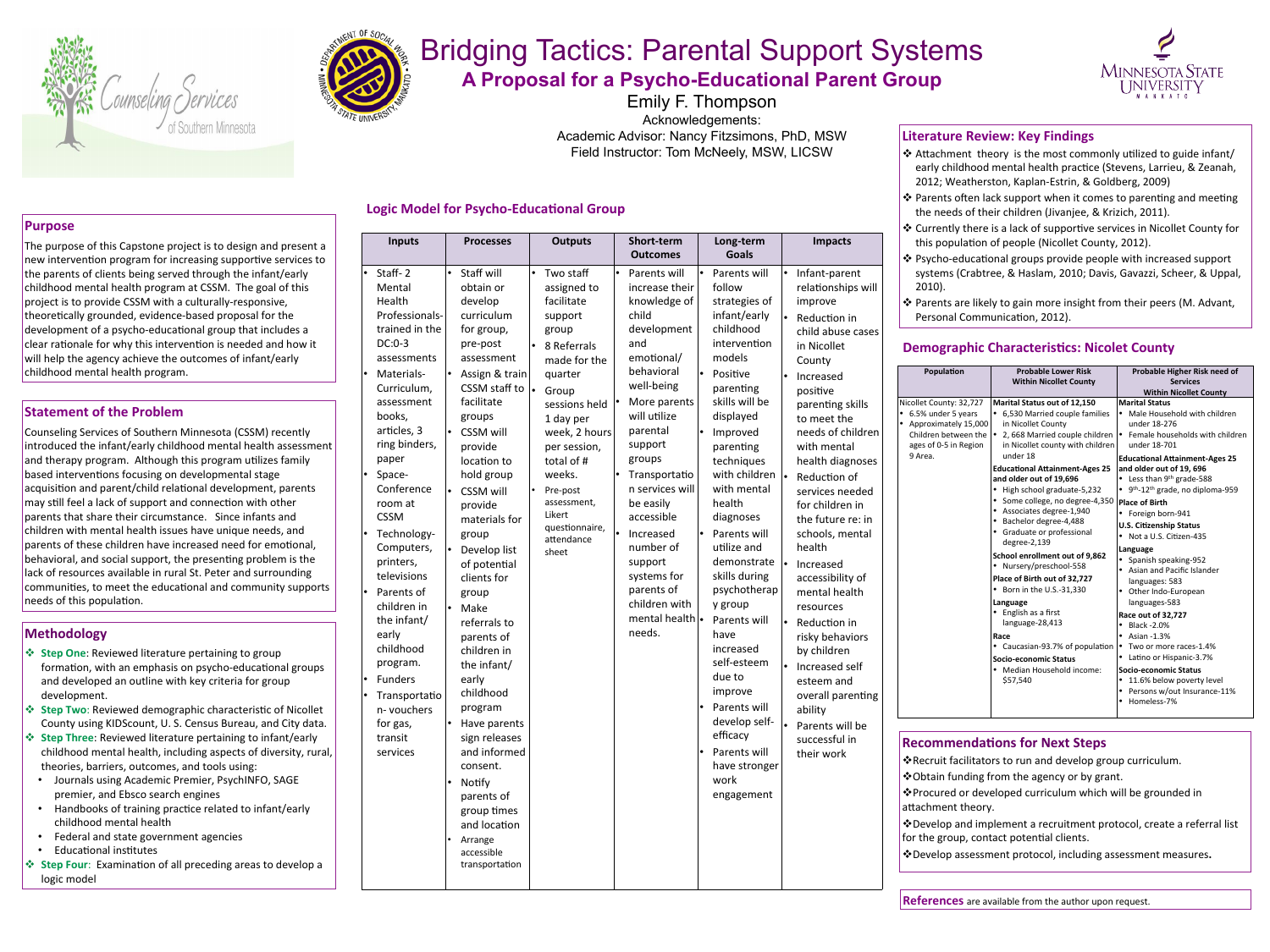# Bridging Tactics: Parental Support Systems

## A Proposal for a Psycho-Educational Parent Group

Emily F. Thompson

Acknowledgements:
Academic Advisor: Nancy Fitzsimons, PhD, MSW
Field Instructor: Tom McNeely, MSW, LICSW

## Purpose

The purpose of this Capstone project is to design and present a new intervention program for increasing supportive services to the parents of clients being served through the infant/early childhood mental health program at CSSM. The goal of this project is to provide CSSM with a culturally-responsive, theoretically grounded, evidence-based proposal for the development of a psycho-educational group that includes a clear rationale for why this intervention is needed and how it will help the agency achieve the outcomes of infant/early childhood mental health program.

## Statement of the Problem

Counseling Services of Southern Minnesota (CSSM) recently introduced the infant/early childhood mental health assessment and therapy program. Although this program utilizes family based interventions focusing on developmental stage acquisition and parent/child relational development, parents may still feel a lack of support and connection with other parents that share their circumstance. Since infants and children with mental health issues have unique needs, and parents of these children have increased need for emotional, behavioral, and social support, the presenting problem is the lack of resources available in rural St. Peter and surrounding communities, to meet the educational and community supports needs of this population.

## Methodology

- ❖ **Step One**: Reviewed literature pertaining to group formation, with an emphasis on psycho-educational groups and developed an outline with key criteria for group development.
- ❖ **Step Two**: Reviewed demographic characteristic of Nicollet County using KIDScount, U. S. Census Bureau, and City data.
- ❖ **Step Three**: Reviewed literature pertaining to infant/early childhood mental health, including aspects of diversity, rural, theories, barriers, outcomes, and tools using:
  - Journals using Academic Premier, PsychINFO, SAGE premier, and Ebsco search engines
  - Handbooks of training practice related to infant/early childhood mental health
  - Federal and state government agencies
  - Educational institutes
- ❖ **Step Four**: Examination of all preceding areas to develop a logic model

## Logic Model for Psycho-Educational Group

| Inputs | Processes | Outputs | Short-term Outcomes | Long-term Goals | Impacts |
|---|---|---|---|---|---|
| • Staff- 2 Mental Health Professionals-trained in the DC:0-3 assessments<br>• Materials- Curriculum, assessment books, articles, 3 ring binders, paper<br>• Space- Conference room at CSSM<br>• Technology- Computers, printers, televisions<br>• Parents of children in the infant/ early childhood program.<br>• Funders<br>• Transportation- vouchers for gas, transit services | • Staff will obtain or develop curriculum for group, pre-post assessment<br>• Assign & train CSSM staff to facilitate groups<br>• CSSM will provide location to hold group<br>• CSSM will provide materials for group<br>• Develop list of potential clients for group<br>• Make referrals to parents of children in the infant/ early childhood program<br>• Have parents sign releases and informed consent.<br>• Notify parents of group times and location<br>• Arrange accessible transportation | • Two staff assigned to facilitate support group<br>• 8 Referrals made for the quarter<br>• Group sessions held 1 day per week, 2 hours per session, total of # weeks.<br>• Pre-post assessment, Likert questionnaire, attendance sheet | • Parents will increase their knowledge of child development and emotional/ behavioral well-being<br>• More parents will utilize parental support systems<br>• Transportation services will be easily accessible<br>• Increased number of support systems for parents of children with mental health needs. | • Parents will follow strategies of infant/early childhood intervention models<br>• Positive parenting skills will be displayed<br>• Improved parenting techniques with children with mental health diagnoses<br>• Parents will utilize and demonstrate skills during psychotherapy group<br>• Parents will have increased self-esteem due to improve<br>• Parents will develop self-efficacy<br>• Parents will have stronger work engagement | • Infant-parent relationships will improve<br>• Reduction in child abuse cases in Nicollet County<br>• Increased positive parenting skills to meet the needs of children with mental health diagnoses<br>• Reduction of services needed for children in the future re: in schools, mental health<br>• Increased accessibility of mental health resources<br>• Reduction in risky behaviors by children<br>• Increased self esteem and overall parenting ability<br>• Parents will be successful in their work |

## Literature Review: Key Findings

- ❖ Attachment theory is the most commonly utilized to guide infant/ early childhood mental health practice (Stevens, Larrieu, & Zeanah, 2012; Weatherston, Kaplan-Estrin, & Goldberg, 2009)
- ❖ Parents often lack support when it comes to parenting and meeting the needs of their children (Jivanjee, & Krizich, 2011).
- ❖ Currently there is a lack of supportive services in Nicollet County for this population of people (Nicollet County, 2012).
- ❖ Psycho-educational groups provide people with increased support systems (Crabtree, & Haslam, 2010; Davis, Gavazzi, Scheer, & Uppal, 2010).
- ❖ Parents are likely to gain more insight from their peers (M. Advant, Personal Communication, 2012).

## Demographic Characteristics: Nicolet County

| Population | Probable Lower Risk Within Nicollet County | Probable Higher Risk need of Services Within Nicollet County |
|---|---|---|
| Nicollet County: 32,727<br>• 6.5% under 5 years<br>• Approximately 15,000 Children between the ages of 0-5 in Region 9 Area. | **Marital Status out of 12,150**<br>• 6,530 Married couple families in Nicollet County<br>• 2, 668 Married couple children in Nicollet county with children under 18<br>**Educational Attainment-Ages 25 and older out of 19,696**<br>• High school graduate-5,232<br>• Some college, no degree-4,350<br>• Associates degree-1,940<br>• Bachelor degree-4,488<br>• Graduate or professional degree-2,139<br>**School enrollment out of 9,862**<br>• Nursery/preschool-558<br>**Place of Birth out of 32,727**<br>• Born in the U.S.-31,330<br>**Language**<br>• English as a first language-28,413<br>**Race**<br>• Caucasian-93.7% of population<br>**Socio-economic Status**<br>• Median Household income: $57,540 | **Marital Status**<br>• Male Household with children under 18-276<br>• Female households with children under 18-701<br>**Educational Attainment-Ages 25 and older out of 19, 696**<br>• Less than 9th grade-588<br>• 9th-12th grade, no diploma-959<br>**Place of Birth**<br>• Foreign born-941<br>**U.S. Citizenship Status**<br>• Not a U.S. Citizen-435<br>**Language**<br>• Spanish speaking-952<br>• Asian and Pacific Islander languages: 583<br>• Other Indo-European languages-583<br>**Race out of 32,727**<br>• Black -2.0%<br>• Asian -1.3%<br>• Two or more races-1.4%<br>• Latino or Hispanic-3.7%<br>**Socio-economic Status**<br>• 11.6% below poverty level<br>• Persons w/out Insurance-11%<br>• Homeless-7% |

## Recommendations for Next Steps

- ❖ Recruit facilitators to run and develop group curriculum.
- ❖ Obtain funding from the agency or by grant.
- ❖ Procured or developed curriculum which will be grounded in attachment theory.
- ❖ Develop and implement a recruitment protocol, create a referral list for the group, contact potential clients.
- ❖ Develop assessment protocol, including assessment measures.

**References** are available from the author upon request.